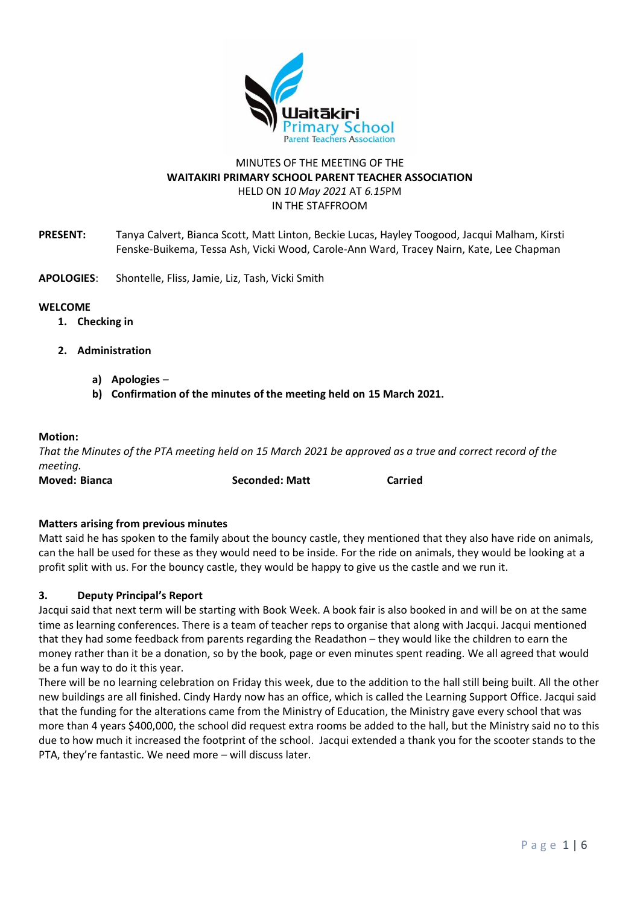MINUTES OF THE MEETING OF THE
**WAITAKIRI PRIMARY SCHOOL PARENT TEACHER ASSOCIATION**
HELD ON *10 May 2021* AT *6.15*PM
IN THE STAFFROOM

**PRESENT:** Tanya Calvert, Bianca Scott, Matt Linton, Beckie Lucas, Hayley Toogood, Jacqui Malham, Kirsti Fenske-Buikema, Tessa Ash, Vicki Wood, Carole-Ann Ward, Tracey Nairn, Kate, Lee Chapman

**APOLOGIES**: Shontelle, Fliss, Jamie, Liz, Tash, Vicki Smith

**WELCOME**

1. **Checking in**

2. **Administration**

   a) **Apologies** –
   
   b) **Confirmation of the minutes of the meeting held on 15 March 2021.**

**Motion:**
*That the Minutes of the PTA meeting held on 15 March 2021 be approved as a true and correct record of the meeting.*
**Moved: Bianca** **Seconded: Matt** **Carried**

**Matters arising from previous minutes**
Matt said he has spoken to the family about the bouncy castle, they mentioned that they also have ride on animals, can the hall be used for these as they would need to be inside. For the ride on animals, they would be looking at a profit split with us. For the bouncy castle, they would be happy to give us the castle and we run it.

**3. Deputy Principal's Report**
Jacqui said that next term will be starting with Book Week. A book fair is also booked in and will be on at the same time as learning conferences. There is a team of teacher reps to organise that along with Jacqui. Jacqui mentioned that they had some feedback from parents regarding the Readathon – they would like the children to earn the money rather than it be a donation, so by the book, page or even minutes spent reading. We all agreed that would be a fun way to do it this year.
There will be no learning celebration on Friday this week, due to the addition to the hall still being built. All the other new buildings are all finished. Cindy Hardy now has an office, which is called the Learning Support Office. Jacqui said that the funding for the alterations came from the Ministry of Education, the Ministry gave every school that was more than 4 years $400,000, the school did request extra rooms be added to the hall, but the Ministry said no to this due to how much it increased the footprint of the school. Jacqui extended a thank you for the scooter stands to the PTA, they're fantastic. We need more – will discuss later.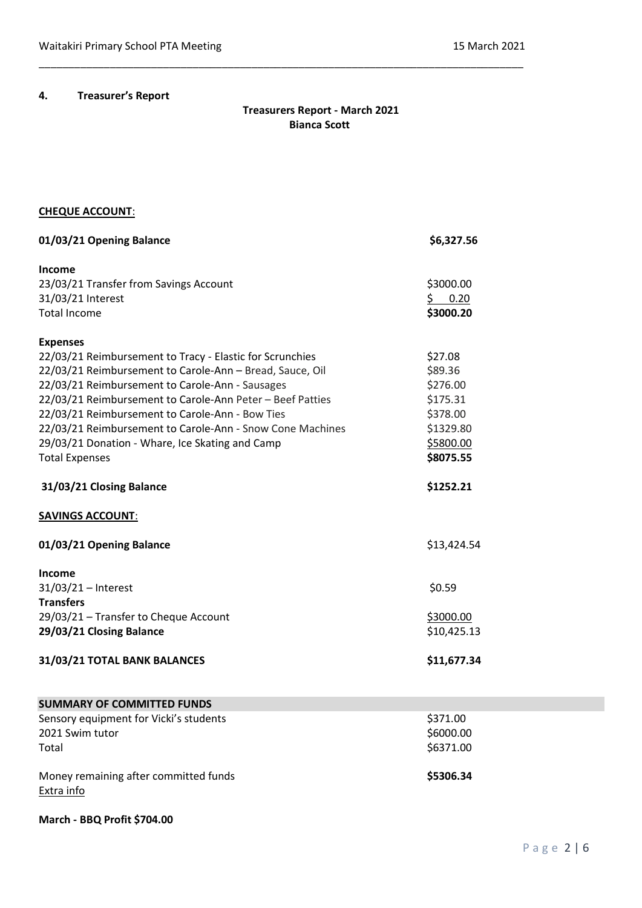## 4. Treasurer's Report

**Treasurers Report - March 2021**
**Bianca Scott**

**CHEQUE ACCOUNT**:

| | |
|---|---|
| **01/03/21 Opening Balance** | **$6,327.56** |
| **Income** | |
| 23/03/21 Transfer from Savings Account | $3000.00 |
| 31/03/21 Interest | $ 0.20 |
| Total Income | **$3000.20** |
| **Expenses** | |
| 22/03/21 Reimbursement to Tracy - Elastic for Scrunchies | $27.08 |
| 22/03/21 Reimbursement to Carole-Ann – Bread, Sauce, Oil | $89.36 |
| 22/03/21 Reimbursement to Carole-Ann - Sausages | $276.00 |
| 22/03/21 Reimbursement to Carole-Ann Peter – Beef Patties | $175.31 |
| 22/03/21 Reimbursement to Carole-Ann - Bow Ties | $378.00 |
| 22/03/21 Reimbursement to Carole-Ann - Snow Cone Machines | $1329.80 |
| 29/03/21 Donation - Whare, Ice Skating and Camp | $5800.00 |
| Total Expenses | **$8075.55** |
| **31/03/21 Closing Balance** | **$1252.21** |

**SAVINGS ACCOUNT**:

| | |
|---|---|
| **01/03/21 Opening Balance** | $13,424.54 |
| **Income** | |
| 31/03/21 – Interest | $0.59 |
| **Transfers** | |
| 29/03/21 – Transfer to Cheque Account | $3000.00 |
| **29/03/21 Closing Balance** | $10,425.13 |
| **31/03/21 TOTAL BANK BALANCES** | **$11,677.34** |

| **SUMMARY OF COMMITTED FUNDS** | |
|---|---|
| Sensory equipment for Vicki's students | $371.00 |
| 2021 Swim tutor | $6000.00 |
| Total | $6371.00 |
| Money remaining after committed funds | **$5306.34** |

Extra info

**March - BBQ Profit $704.00**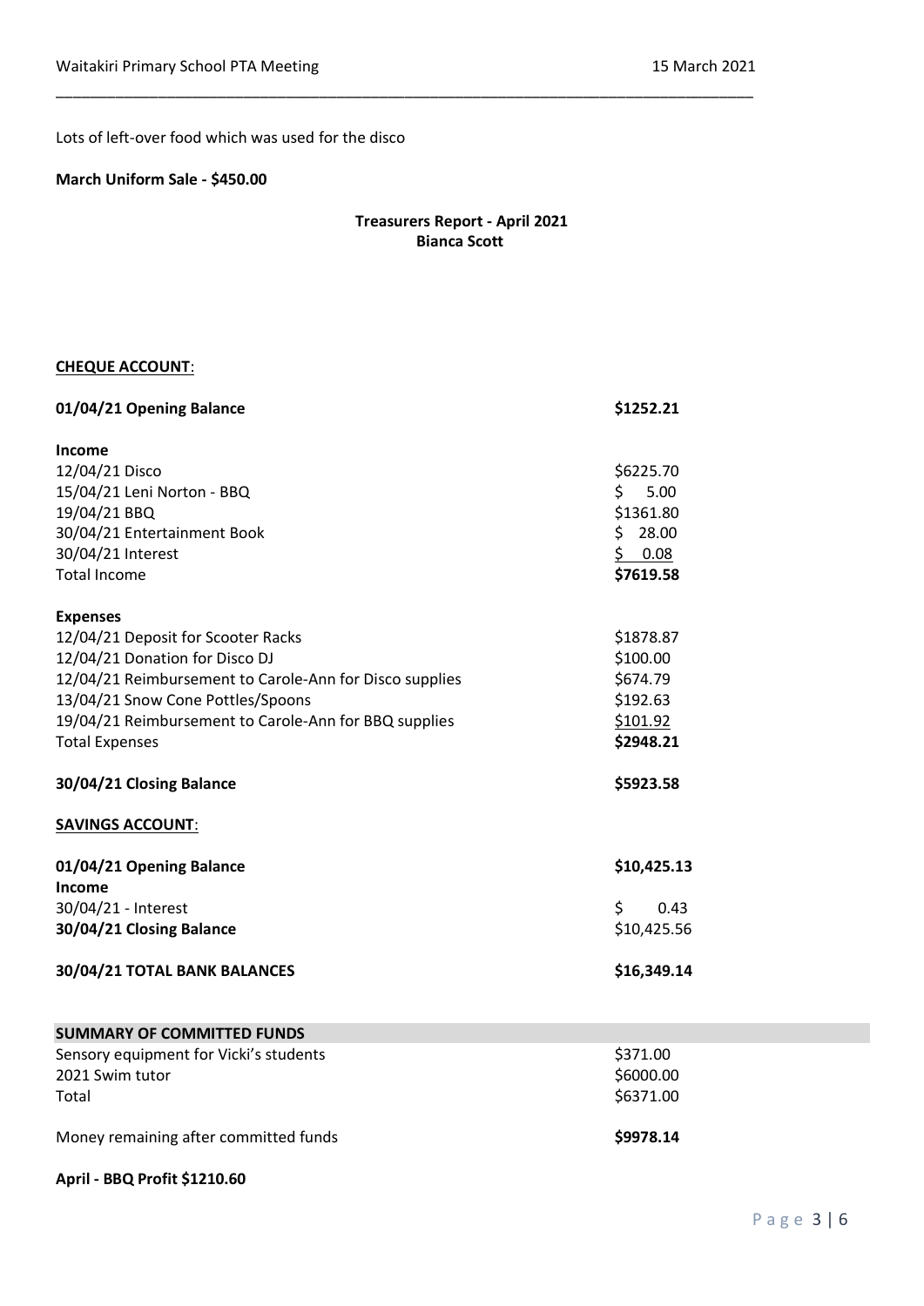Lots of left-over food which was used for the disco

**March Uniform Sale - $450.00**

**Treasurers Report - April 2021**
**Bianca Scott**

**CHEQUE ACCOUNT**:

| | |
|---|---|
| **01/04/21 Opening Balance** | **$1252.21** |
| **Income** | |
| 12/04/21 Disco | $6225.70 |
| 15/04/21 Leni Norton - BBQ | $ 5.00 |
| 19/04/21 BBQ | $1361.80 |
| 30/04/21 Entertainment Book | $ 28.00 |
| 30/04/21 Interest | $ 0.08 |
| Total Income | **$7619.58** |
| **Expenses** | |
| 12/04/21 Deposit for Scooter Racks | $1878.87 |
| 12/04/21 Donation for Disco DJ | $100.00 |
| 12/04/21 Reimbursement to Carole-Ann for Disco supplies | $674.79 |
| 13/04/21 Snow Cone Pottles/Spoons | $192.63 |
| 19/04/21 Reimbursement to Carole-Ann for BBQ supplies | $101.92 |
| Total Expenses | **$2948.21** |
| **30/04/21 Closing Balance** | **$5923.58** |

**SAVINGS ACCOUNT**:

| | |
|---|---|
| **01/04/21 Opening Balance** | **$10,425.13** |
| **Income** | |
| 30/04/21 - Interest | $ 0.43 |
| **30/04/21 Closing Balance** | $10,425.56 |
| **30/04/21 TOTAL BANK BALANCES** | **$16,349.14** |

| **SUMMARY OF COMMITTED FUNDS** | |
|---|---|
| Sensory equipment for Vicki's students | $371.00 |
| 2021 Swim tutor | $6000.00 |
| Total | $6371.00 |
| Money remaining after committed funds | **$9978.14** |

**April - BBQ Profit $1210.60**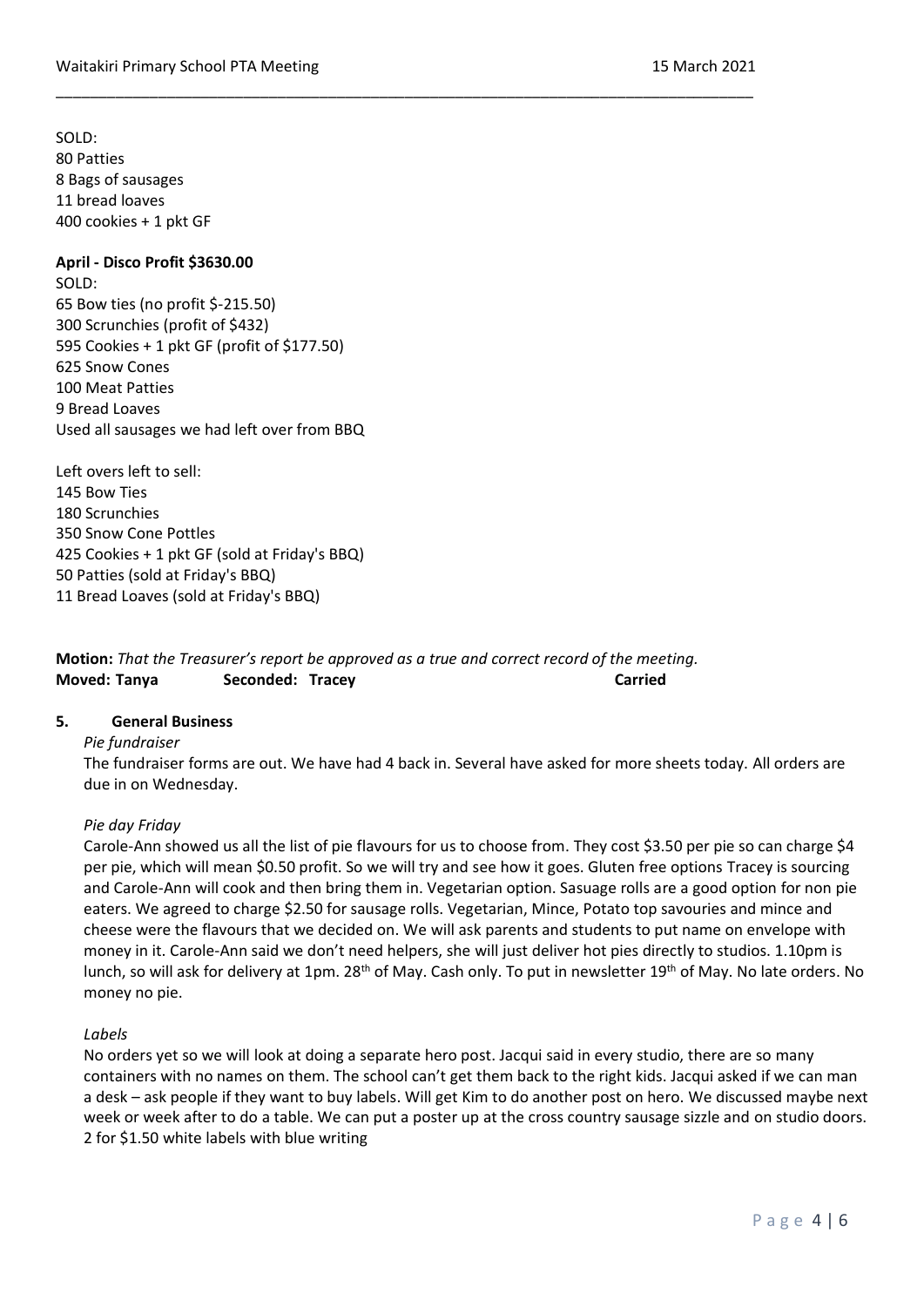SOLD:
80 Patties
8 Bags of sausages
11 bread loaves
400 cookies + 1 pkt GF

**April - Disco Profit $3630.00**

SOLD:
65 Bow ties (no profit $-215.50)
300 Scrunchies (profit of $432)
595 Cookies + 1 pkt GF (profit of $177.50)
625 Snow Cones
100 Meat Patties
9 Bread Loaves
Used all sausages we had left over from BBQ

Left overs left to sell:
145 Bow Ties
180 Scrunchies
350 Snow Cone Pottles
425 Cookies + 1 pkt GF (sold at Friday's BBQ)
50 Patties (sold at Friday's BBQ)
11 Bread Loaves (sold at Friday's BBQ)

**Motion:** *That the Treasurer's report be approved as a true and correct record of the meeting.*
**Moved: Tanya** **Seconded: Tracey** **Carried**

## 5. General Business

*Pie fundraiser*

The fundraiser forms are out. We have had 4 back in. Several have asked for more sheets today. All orders are due in on Wednesday.

*Pie day Friday*

Carole-Ann showed us all the list of pie flavours for us to choose from. They cost $3.50 per pie so can charge $4 per pie, which will mean $0.50 profit. So we will try and see how it goes. Gluten free options Tracey is sourcing and Carole-Ann will cook and then bring them in. Vegetarian option. Sasuage rolls are a good option for non pie eaters. We agreed to charge $2.50 for sausage rolls. Vegetarian, Mince, Potato top savouries and mince and cheese were the flavours that we decided on. We will ask parents and students to put name on envelope with money in it. Carole-Ann said we don't need helpers, she will just deliver hot pies directly to studios. 1.10pm is lunch, so will ask for delivery at 1pm. 28th of May. Cash only. To put in newsletter 19th of May. No late orders. No money no pie.

*Labels*

No orders yet so we will look at doing a separate hero post. Jacqui said in every studio, there are so many containers with no names on them. The school can't get them back to the right kids. Jacqui asked if we can man a desk – ask people if they want to buy labels. Will get Kim to do another post on hero. We discussed maybe next week or week after to do a table. We can put a poster up at the cross country sausage sizzle and on studio doors. 2 for $1.50 white labels with blue writing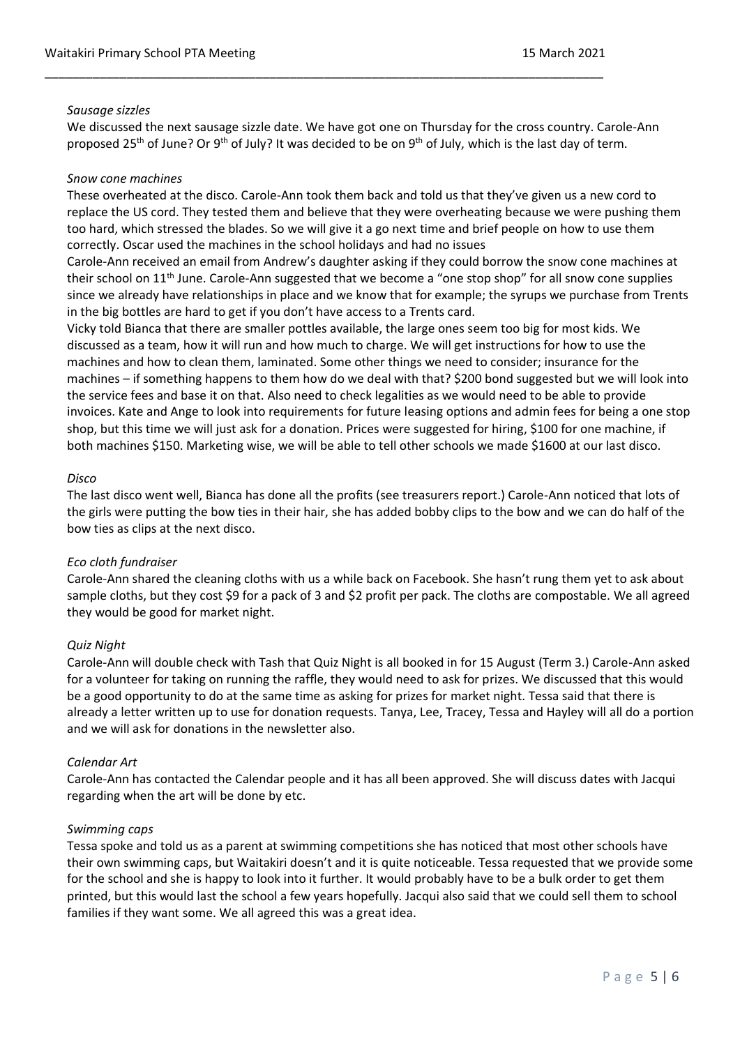*Sausage sizzles*

We discussed the next sausage sizzle date. We have got one on Thursday for the cross country. Carole-Ann proposed 25th of June? Or 9th of July? It was decided to be on 9th of July, which is the last day of term.

*Snow cone machines*

These overheated at the disco. Carole-Ann took them back and told us that they've given us a new cord to replace the US cord. They tested them and believe that they were overheating because we were pushing them too hard, which stressed the blades. So we will give it a go next time and brief people on how to use them correctly. Oscar used the machines in the school holidays and had no issues

Carole-Ann received an email from Andrew's daughter asking if they could borrow the snow cone machines at their school on 11th June. Carole-Ann suggested that we become a "one stop shop" for all snow cone supplies since we already have relationships in place and we know that for example; the syrups we purchase from Trents in the big bottles are hard to get if you don't have access to a Trents card.

Vicky told Bianca that there are smaller pottles available, the large ones seem too big for most kids. We discussed as a team, how it will run and how much to charge. We will get instructions for how to use the machines and how to clean them, laminated. Some other things we need to consider; insurance for the machines – if something happens to them how do we deal with that? $200 bond suggested but we will look into the service fees and base it on that. Also need to check legalities as we would need to be able to provide invoices. Kate and Ange to look into requirements for future leasing options and admin fees for being a one stop shop, but this time we will just ask for a donation. Prices were suggested for hiring, $100 for one machine, if both machines $150. Marketing wise, we will be able to tell other schools we made $1600 at our last disco.

*Disco*

The last disco went well, Bianca has done all the profits (see treasurers report.) Carole-Ann noticed that lots of the girls were putting the bow ties in their hair, she has added bobby clips to the bow and we can do half of the bow ties as clips at the next disco.

*Eco cloth fundraiser*

Carole-Ann shared the cleaning cloths with us a while back on Facebook. She hasn't rung them yet to ask about sample cloths, but they cost $9 for a pack of 3 and $2 profit per pack. The cloths are compostable. We all agreed they would be good for market night.

*Quiz Night*

Carole-Ann will double check with Tash that Quiz Night is all booked in for 15 August (Term 3.) Carole-Ann asked for a volunteer for taking on running the raffle, they would need to ask for prizes. We discussed that this would be a good opportunity to do at the same time as asking for prizes for market night. Tessa said that there is already a letter written up to use for donation requests. Tanya, Lee, Tracey, Tessa and Hayley will all do a portion and we will ask for donations in the newsletter also.

*Calendar Art*

Carole-Ann has contacted the Calendar people and it has all been approved. She will discuss dates with Jacqui regarding when the art will be done by etc.

*Swimming caps*

Tessa spoke and told us as a parent at swimming competitions she has noticed that most other schools have their own swimming caps, but Waitakiri doesn't and it is quite noticeable. Tessa requested that we provide some for the school and she is happy to look into it further. It would probably have to be a bulk order to get them printed, but this would last the school a few years hopefully. Jacqui also said that we could sell them to school families if they want some. We all agreed this was a great idea.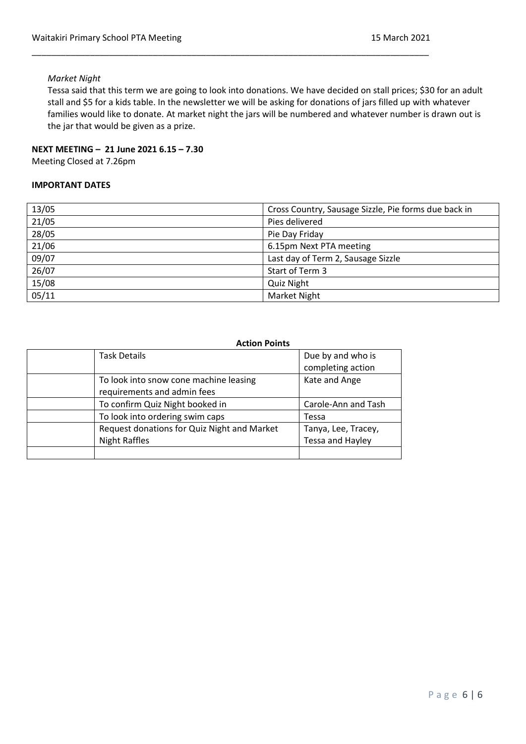*Market Night*

Tessa said that this term we are going to look into donations. We have decided on stall prices; $30 for an adult stall and $5 for a kids table. In the newsletter we will be asking for donations of jars filled up with whatever families would like to donate. At market night the jars will be numbered and whatever number is drawn out is the jar that would be given as a prize.

**NEXT MEETING – 21 June 2021 6.15 – 7.30**

Meeting Closed at 7.26pm

**IMPORTANT DATES**

| | |
|---|---|
| 13/05 | Cross Country, Sausage Sizzle, Pie forms due back in |
| 21/05 | Pies delivered |
| 28/05 | Pie Day Friday |
| 21/06 | 6.15pm Next PTA meeting |
| 09/07 | Last day of Term 2, Sausage Sizzle |
| 26/07 | Start of Term 3 |
| 15/08 | Quiz Night |
| 05/11 | Market Night |

**Action Points**

| | Task Details | Due by and who is completing action |
|---|---|---|
| | To look into snow cone machine leasing requirements and admin fees | Kate and Ange |
| | To confirm Quiz Night booked in | Carole-Ann and Tash |
| | To look into ordering swim caps | Tessa |
| | Request donations for Quiz Night and Market Night Raffles | Tanya, Lee, Tracey, Tessa and Hayley |
| | | |